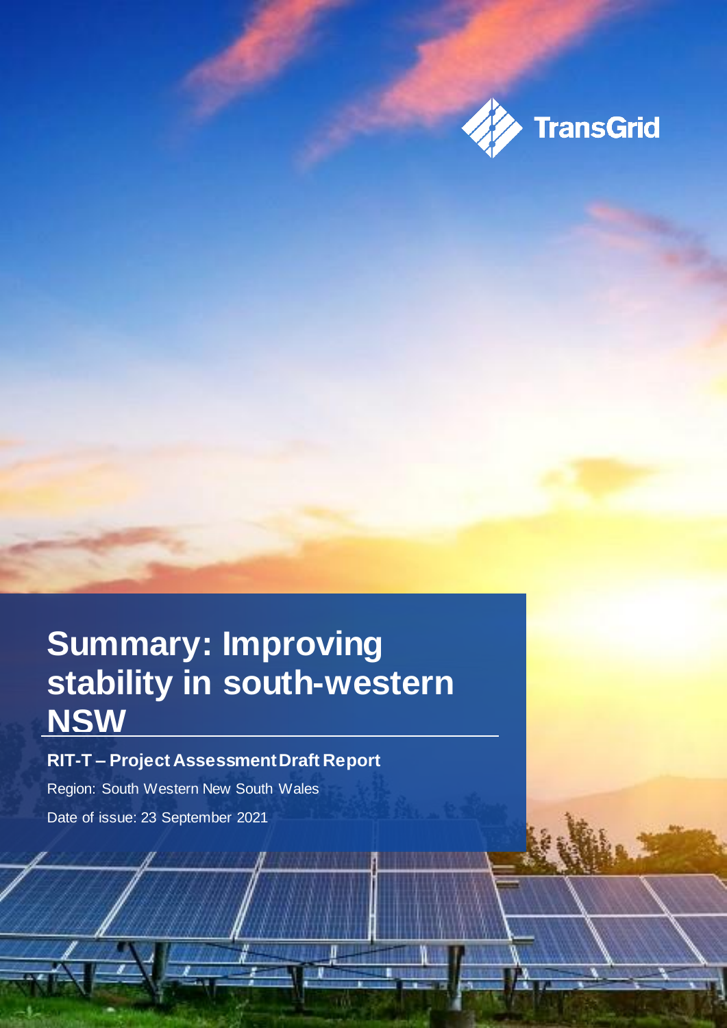TransGrid

# Summary: Improving stability in south-western NSW

**RIT-T – Project Assessment Draft Report**

Region: South Western New South Wales

Date of issue: 23 September 2021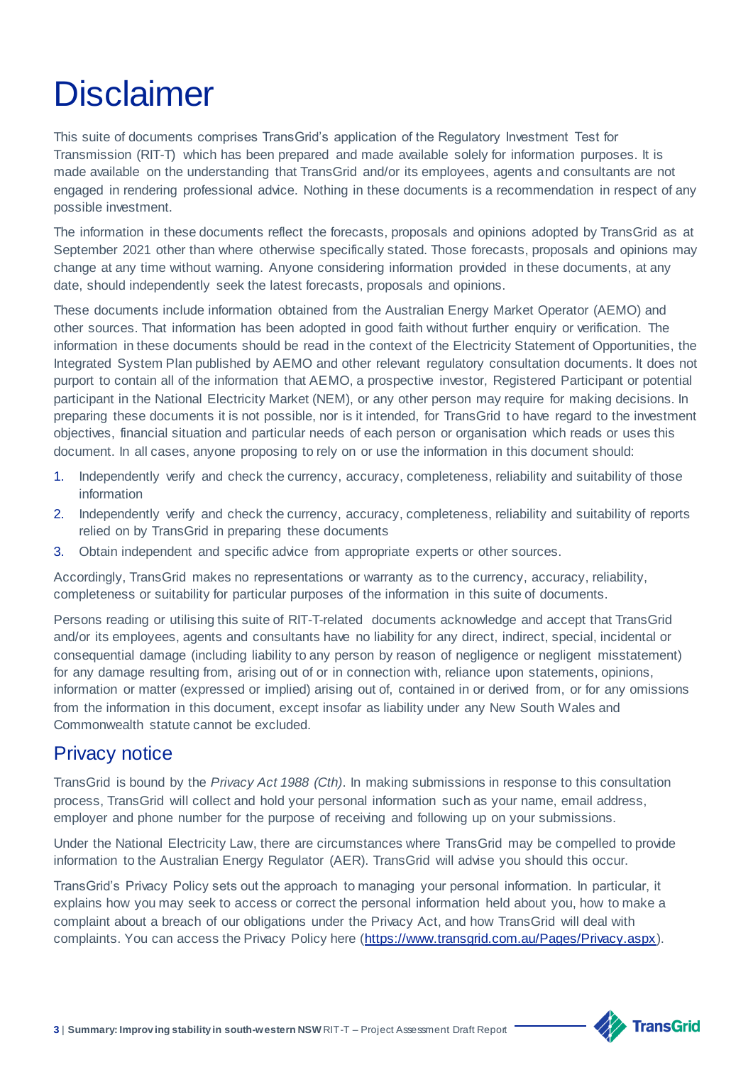# Disclaimer

This suite of documents comprises TransGrid's application of the Regulatory Investment Test for Transmission (RIT-T) which has been prepared and made available solely for information purposes. It is made available on the understanding that TransGrid and/or its employees, agents and consultants are not engaged in rendering professional advice. Nothing in these documents is a recommendation in respect of any possible investment.

The information in these documents reflect the forecasts, proposals and opinions adopted by TransGrid as at September 2021 other than where otherwise specifically stated. Those forecasts, proposals and opinions may change at any time without warning. Anyone considering information provided in these documents, at any date, should independently seek the latest forecasts, proposals and opinions.

These documents include information obtained from the Australian Energy Market Operator (AEMO) and other sources. That information has been adopted in good faith without further enquiry or verification. The information in these documents should be read in the context of the Electricity Statement of Opportunities, the Integrated System Plan published by AEMO and other relevant regulatory consultation documents. It does not purport to contain all of the information that AEMO, a prospective investor, Registered Participant or potential participant in the National Electricity Market (NEM), or any other person may require for making decisions. In preparing these documents it is not possible, nor is it intended, for TransGrid to have regard to the investment objectives, financial situation and particular needs of each person or organisation which reads or uses this document. In all cases, anyone proposing to rely on or use the information in this document should:

1. Independently verify and check the currency, accuracy, completeness, reliability and suitability of those information
2. Independently verify and check the currency, accuracy, completeness, reliability and suitability of reports relied on by TransGrid in preparing these documents
3. Obtain independent and specific advice from appropriate experts or other sources.

Accordingly, TransGrid makes no representations or warranty as to the currency, accuracy, reliability, completeness or suitability for particular purposes of the information in this suite of documents.

Persons reading or utilising this suite of RIT-T-related documents acknowledge and accept that TransGrid and/or its employees, agents and consultants have no liability for any direct, indirect, special, incidental or consequential damage (including liability to any person by reason of negligence or negligent misstatement) for any damage resulting from, arising out of or in connection with, reliance upon statements, opinions, information or matter (expressed or implied) arising out of, contained in or derived from, or for any omissions from the information in this document, except insofar as liability under any New South Wales and Commonwealth statute cannot be excluded.

## Privacy notice

TransGrid is bound by the *Privacy Act 1988 (Cth)*. In making submissions in response to this consultation process, TransGrid will collect and hold your personal information such as your name, email address, employer and phone number for the purpose of receiving and following up on your submissions.

Under the National Electricity Law, there are circumstances where TransGrid may be compelled to provide information to the Australian Energy Regulator (AER). TransGrid will advise you should this occur.

TransGrid's Privacy Policy sets out the approach to managing your personal information. In particular, it explains how you may seek to access or correct the personal information held about you, how to make a complaint about a breach of our obligations under the Privacy Act, and how TransGrid will deal with complaints. You can access the Privacy Policy here (https://www.transgrid.com.au/Pages/Privacy.aspx).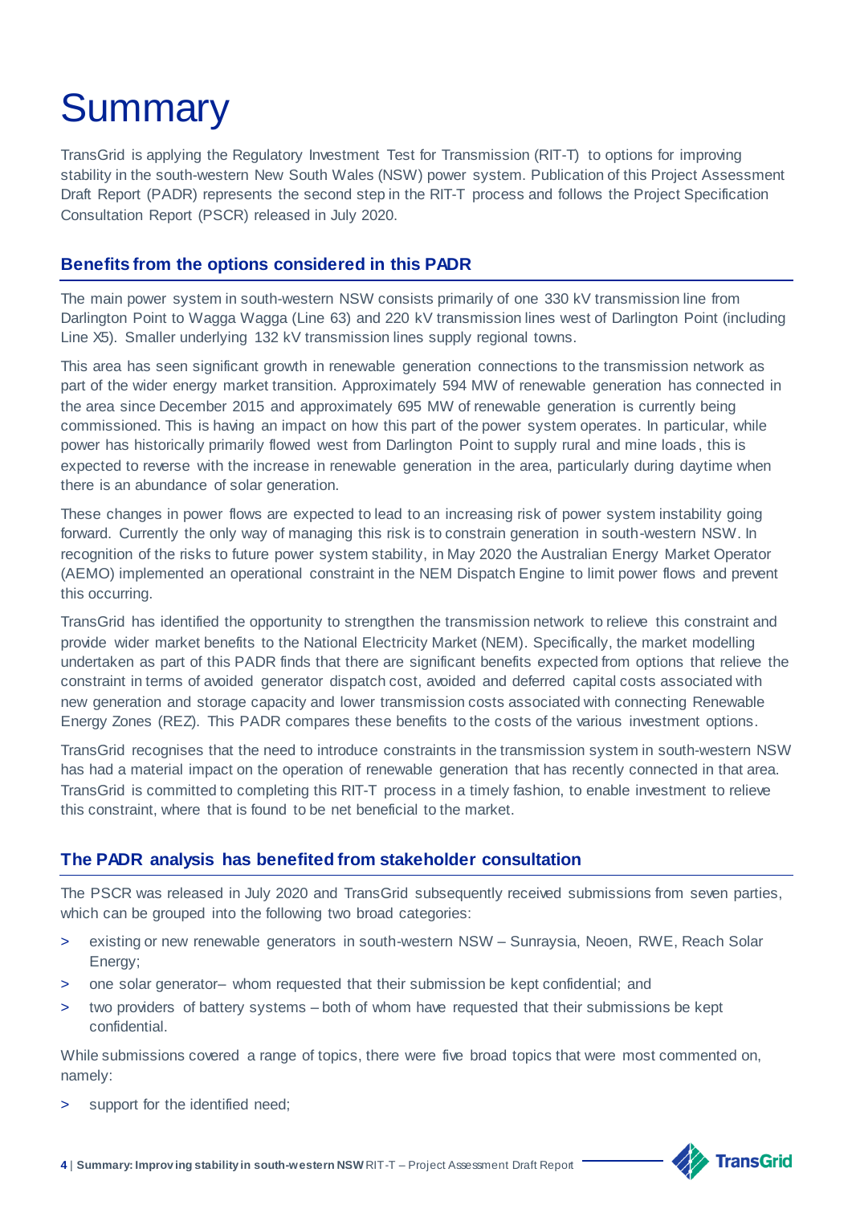# Summary

TransGrid is applying the Regulatory Investment Test for Transmission (RIT-T) to options for improving stability in the south-western New South Wales (NSW) power system. Publication of this Project Assessment Draft Report (PADR) represents the second step in the RIT-T process and follows the Project Specification Consultation Report (PSCR) released in July 2020.

## Benefits from the options considered in this PADR

The main power system in south-western NSW consists primarily of one 330 kV transmission line from Darlington Point to Wagga Wagga (Line 63) and 220 kV transmission lines west of Darlington Point (including Line X5). Smaller underlying 132 kV transmission lines supply regional towns.

This area has seen significant growth in renewable generation connections to the transmission network as part of the wider energy market transition. Approximately 594 MW of renewable generation has connected in the area since December 2015 and approximately 695 MW of renewable generation is currently being commissioned. This is having an impact on how this part of the power system operates. In particular, while power has historically primarily flowed west from Darlington Point to supply rural and mine loads, this is expected to reverse with the increase in renewable generation in the area, particularly during daytime when there is an abundance of solar generation.

These changes in power flows are expected to lead to an increasing risk of power system instability going forward. Currently the only way of managing this risk is to constrain generation in south-western NSW. In recognition of the risks to future power system stability, in May 2020 the Australian Energy Market Operator (AEMO) implemented an operational constraint in the NEM Dispatch Engine to limit power flows and prevent this occurring.

TransGrid has identified the opportunity to strengthen the transmission network to relieve this constraint and provide wider market benefits to the National Electricity Market (NEM). Specifically, the market modelling undertaken as part of this PADR finds that there are significant benefits expected from options that relieve the constraint in terms of avoided generator dispatch cost, avoided and deferred capital costs associated with new generation and storage capacity and lower transmission costs associated with connecting Renewable Energy Zones (REZ). This PADR compares these benefits to the costs of the various investment options.

TransGrid recognises that the need to introduce constraints in the transmission system in south-western NSW has had a material impact on the operation of renewable generation that has recently connected in that area. TransGrid is committed to completing this RIT-T process in a timely fashion, to enable investment to relieve this constraint, where that is found to be net beneficial to the market.

## The PADR analysis has benefited from stakeholder consultation

The PSCR was released in July 2020 and TransGrid subsequently received submissions from seven parties, which can be grouped into the following two broad categories:

- existing or new renewable generators in south-western NSW – Sunraysia, Neoen, RWE, Reach Solar Energy;
- one solar generator– whom requested that their submission be kept confidential; and
- two providers of battery systems – both of whom have requested that their submissions be kept confidential.

While submissions covered a range of topics, there were five broad topics that were most commented on, namely:

- support for the identified need;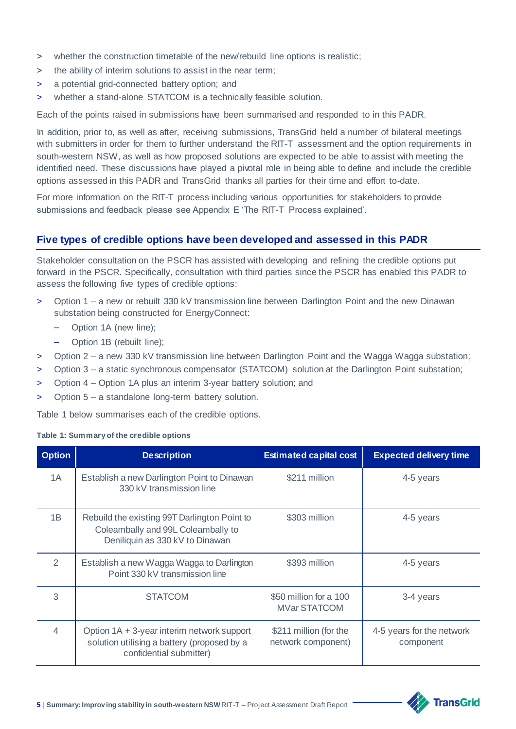- whether the construction timetable of the new/rebuild line options is realistic;
- the ability of interim solutions to assist in the near term;
- a potential grid-connected battery option; and
- whether a stand-alone STATCOM is a technically feasible solution.

Each of the points raised in submissions have been summarised and responded to in this PADR.

In addition, prior to, as well as after, receiving submissions, TransGrid held a number of bilateral meetings with submitters in order for them to further understand the RIT-T assessment and the option requirements in south-western NSW, as well as how proposed solutions are expected to be able to assist with meeting the identified need. These discussions have played a pivotal role in being able to define and include the credible options assessed in this PADR and TransGrid thanks all parties for their time and effort to-date.

For more information on the RIT-T process including various opportunities for stakeholders to provide submissions and feedback please see Appendix E 'The RIT-T Process explained'.

## Five types of credible options have been developed and assessed in this PADR

Stakeholder consultation on the PSCR has assisted with developing and refining the credible options put forward in the PSCR. Specifically, consultation with third parties since the PSCR has enabled this PADR to assess the following five types of credible options:

- Option 1 – a new or rebuilt 330 kV transmission line between Darlington Point and the new Dinawan substation being constructed for EnergyConnect:
  - Option 1A (new line);
  - Option 1B (rebuilt line);
- Option 2 – a new 330 kV transmission line between Darlington Point and the Wagga Wagga substation;
- Option 3 – a static synchronous compensator (STATCOM) solution at the Darlington Point substation;
- Option 4 – Option 1A plus an interim 3-year battery solution; and
- Option 5 – a standalone long-term battery solution.

Table 1 below summarises each of the credible options.

**Table 1: Summary of the credible options**

| Option | Description | Estimated capital cost | Expected delivery time |
|---|---|---|---|
| 1A | Establish a new Darlington Point to Dinawan 330 kV transmission line | $211 million | 4-5 years |
| 1B | Rebuild the existing 99T Darlington Point to Coleambally and 99L Coleambally to Deniliquin as 330 kV to Dinawan | $303 million | 4-5 years |
| 2 | Establish a new Wagga Wagga to Darlington Point 330 kV transmission line | $393 million | 4-5 years |
| 3 | STATCOM | $50 million for a 100 MVar STATCOM | 3-4 years |
| 4 | Option 1A + 3-year interim network support solution utilising a battery (proposed by a confidential submitter) | $211 million (for the network component) | 4-5 years for the network component |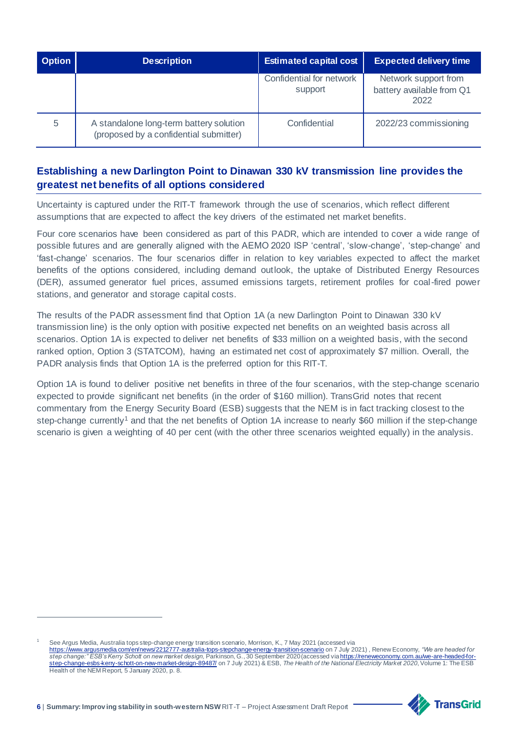| Option | Description | Estimated capital cost | Expected delivery time |
| --- | --- | --- | --- |
| | | Confidential for network support | Network support from battery available from Q1 2022 |
| 5 | A standalone long-term battery solution (proposed by a confidential submitter) | Confidential | 2022/23 commissioning |

## Establishing a new Darlington Point to Dinawan 330 kV transmission line provides the greatest net benefits of all options considered

Uncertainty is captured under the RIT-T framework through the use of scenarios, which reflect different assumptions that are expected to affect the key drivers of the estimated net market benefits.

Four core scenarios have been considered as part of this PADR, which are intended to cover a wide range of possible futures and are generally aligned with the AEMO 2020 ISP 'central', 'slow-change', 'step-change' and 'fast-change' scenarios. The four scenarios differ in relation to key variables expected to affect the market benefits of the options considered, including demand outlook, the uptake of Distributed Energy Resources (DER), assumed generator fuel prices, assumed emissions targets, retirement profiles for coal-fired power stations, and generator and storage capital costs.

The results of the PADR assessment find that Option 1A (a new Darlington Point to Dinawan 330 kV transmission line) is the only option with positive expected net benefits on an weighted basis across all scenarios. Option 1A is expected to deliver net benefits of $33 million on a weighted basis, with the second ranked option, Option 3 (STATCOM), having an estimated net cost of approximately $7 million. Overall, the PADR analysis finds that Option 1A is the preferred option for this RIT-T.

Option 1A is found to deliver positive net benefits in three of the four scenarios, with the step-change scenario expected to provide significant net benefits (in the order of $160 million). TransGrid notes that recent commentary from the Energy Security Board (ESB) suggests that the NEM is in fact tracking closest to the step-change currently[1] and that the net benefits of Option 1A increase to nearly $60 million if the step-change scenario is given a weighting of 40 per cent (with the other three scenarios weighted equally) in the analysis.

---

[1] See Argus Media, Australia tops step-change energy transition scenario, Morrison, K., 7 May 2021 (accessed via https://www.argusmedia.com/en/news/2212777-australia-tops-stepchange-energy-transition-scenario on 7 July 2021) , Renew Economy, *"We are headed for step change:" ESB's Kerry Schott on new market design*, Parkinson, G., 30 September 2020 (accessed via https://reneweconomy.com.au/we-are-headed-for-step-change-esbs-kerry-schott-on-new-market-design-89487/ on 7 July 2021) & ESB, *The Health of the National Electricity Market 2020*, Volume 1: The ESB Health of the NEM Report, 5 January 2020, p. 8.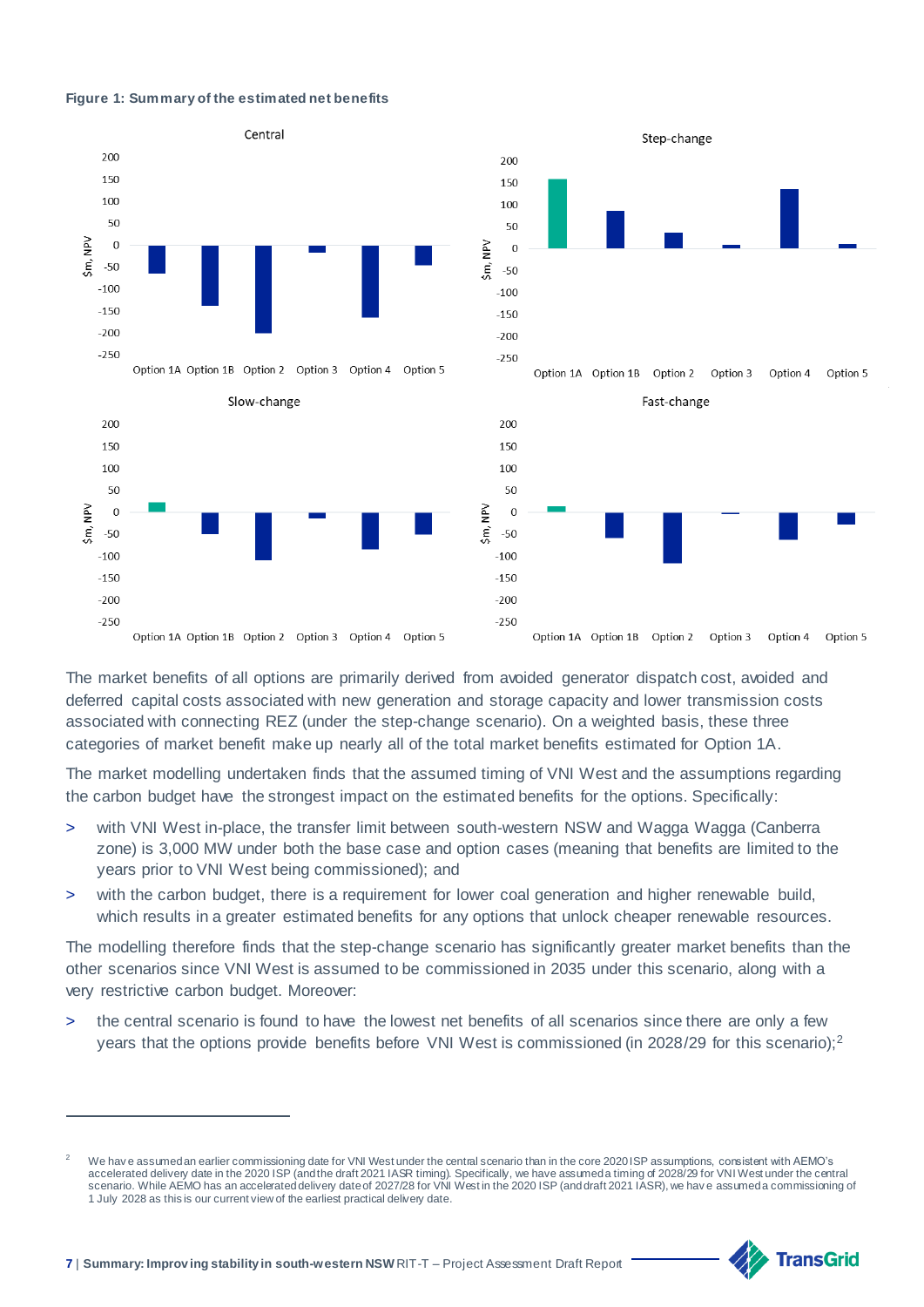**Figure 1: Summary of the estimated net benefits**

The market benefits of all options are primarily derived from avoided generator dispatch cost, avoided and deferred capital costs associated with new generation and storage capacity and lower transmission costs associated with connecting REZ (under the step-change scenario). On a weighted basis, these three categories of market benefit make up nearly all of the total market benefits estimated for Option 1A.

The market modelling undertaken finds that the assumed timing of VNI West and the assumptions regarding the carbon budget have the strongest impact on the estimated benefits for the options. Specifically:

- with VNI West in-place, the transfer limit between south-western NSW and Wagga Wagga (Canberra zone) is 3,000 MW under both the base case and option cases (meaning that benefits are limited to the years prior to VNI West being commissioned); and
- with the carbon budget, there is a requirement for lower coal generation and higher renewable build, which results in a greater estimated benefits for any options that unlock cheaper renewable resources.

The modelling therefore finds that the step-change scenario has significantly greater market benefits than the other scenarios since VNI West is assumed to be commissioned in 2035 under this scenario, along with a very restrictive carbon budget. Moreover:

- the central scenario is found to have the lowest net benefits of all scenarios since there are only a few years that the options provide benefits before VNI West is commissioned (in 2028/29 for this scenario);[2]

---

[2] We have assumed an earlier commissioning date for VNI West under the central scenario than in the core 2020 ISP assumptions, consistent with AEMO's accelerated delivery date in the 2020 ISP (and the draft 2021 IASR timing). Specifically, we have assumed a timing of 2028/29 for VNI West under the central scenario. While AEMO has an accelerated delivery date of 2027/28 for VNI West in the 2020 ISP (and draft 2021 IASR), we have assumed a commissioning of 1 July 2028 as this is our current view of the earliest practical delivery date.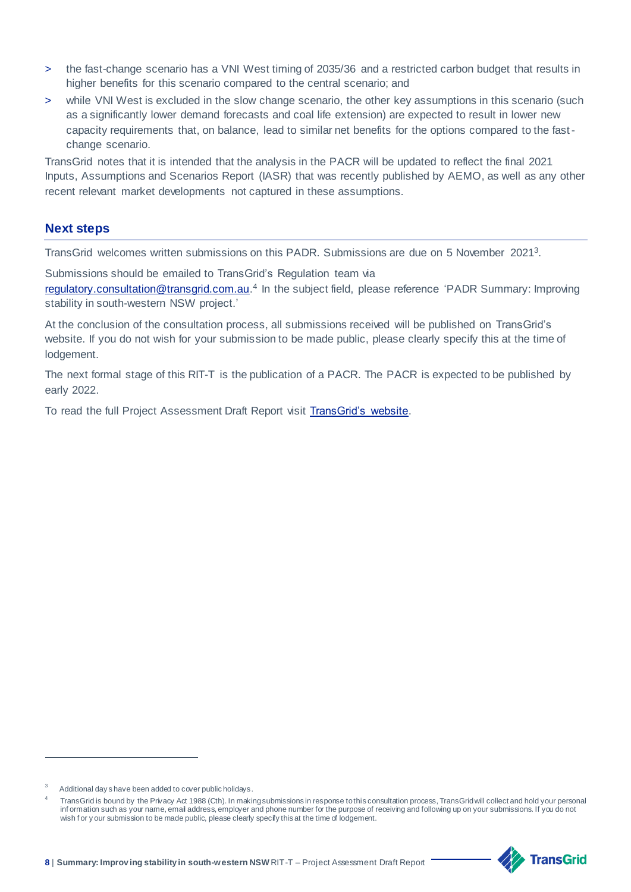- the fast-change scenario has a VNI West timing of 2035/36 and a restricted carbon budget that results in higher benefits for this scenario compared to the central scenario; and
- while VNI West is excluded in the slow change scenario, the other key assumptions in this scenario (such as a significantly lower demand forecasts and coal life extension) are expected to result in lower new capacity requirements that, on balance, lead to similar net benefits for the options compared to the fast-change scenario.

TransGrid notes that it is intended that the analysis in the PACR will be updated to reflect the final 2021 Inputs, Assumptions and Scenarios Report (IASR) that was recently published by AEMO, as well as any other recent relevant market developments not captured in these assumptions.

## Next steps

TransGrid welcomes written submissions on this PADR. Submissions are due on 5 November 2021[3].

Submissions should be emailed to TransGrid's Regulation team via regulatory.consultation@transgrid.com.au.[4] In the subject field, please reference 'PADR Summary: Improving stability in south-western NSW project.'

At the conclusion of the consultation process, all submissions received will be published on TransGrid's website. If you do not wish for your submission to be made public, please clearly specify this at the time of lodgement.

The next formal stage of this RIT-T is the publication of a PACR. The PACR is expected to be published by early 2022.

To read the full Project Assessment Draft Report visit TransGrid's website.

---

[3] Additional days have been added to cover public holidays.

[4] TransGrid is bound by the Privacy Act 1988 (Cth). In making submissions in response to this consultation process, TransGrid will collect and hold your personal information such as your name, email address, employer and phone number for the purpose of receiving and following up on your submissions. If you do not wish for your submission to be made public, please clearly specify this at the time of lodgement.